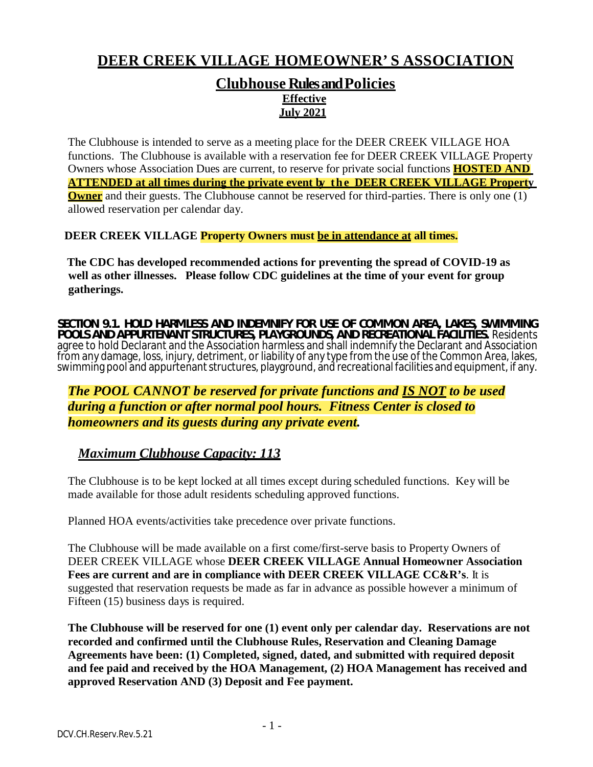# DEER CREEK VILLAGE HOMEOWNER' S ASSOCIATION

## Clubhouse Rules and Policies

**Effective**
**July 2021**

The Clubhouse is intended to serve as a meeting place for the DEER CREEK VILLAGE HOA functions. The Clubhouse is available with a reservation fee for DEER CREEK VILLAGE Property Owners whose Association Dues are current, to reserve for private social functions **HOSTED AND ATTENDED at all times during the private event by the DEER CREEK VILLAGE Property Owner** and their guests. The Clubhouse cannot be reserved for third-parties. There is only one (1) allowed reservation per calendar day.

**DEER CREEK VILLAGE Property Owners must be in attendance at all times.**

**The CDC has developed recommended actions for preventing the spread of COVID-19 as well as other illnesses. Please follow CDC guidelines at the time of your event for group gatherings.**

**SECTION 9.1. HOLD HARMLESS AND INDEMNIFY FOR USE OF COMMON AREA, LAKES, SWIMMING POOLS AND APPURTENANT STRUCTURES, PLAYGROUNDS, AND RECREATIONAL FACILITIES.** Residents agree to hold Declarant and the Association harmless and shall indemnify the Declarant and Association from any damage, loss, injury, detriment, or liability of any type from the use of the Common Area, lakes, swimming pool and appurtenant structures, playground, and recreational facilities and equipment, if any.

***The POOL CANNOT be reserved for private functions and IS NOT to be used during a function or after normal pool hours. Fitness Center is closed to homeowners and its guests during any private event.***

## *Maximum Clubhouse Capacity: 113*

The Clubhouse is to be kept locked at all times except during scheduled functions. Key will be made available for those adult residents scheduling approved functions.

Planned HOA events/activities take precedence over private functions.

The Clubhouse will be made available on a first come/first-serve basis to Property Owners of DEER CREEK VILLAGE whose **DEER CREEK VILLAGE Annual Homeowner Association Fees are current and are in compliance with DEER CREEK VILLAGE CC&R's**. It is suggested that reservation requests be made as far in advance as possible however a minimum of Fifteen (15) business days is required.

**The Clubhouse will be reserved for one (1) event only per calendar day. Reservations are not recorded and confirmed until the Clubhouse Rules, Reservation and Cleaning Damage Agreements have been: (1) Completed, signed, dated, and submitted with required deposit and fee paid and received by the HOA Management, (2) HOA Management has received and approved Reservation AND (3) Deposit and Fee payment.**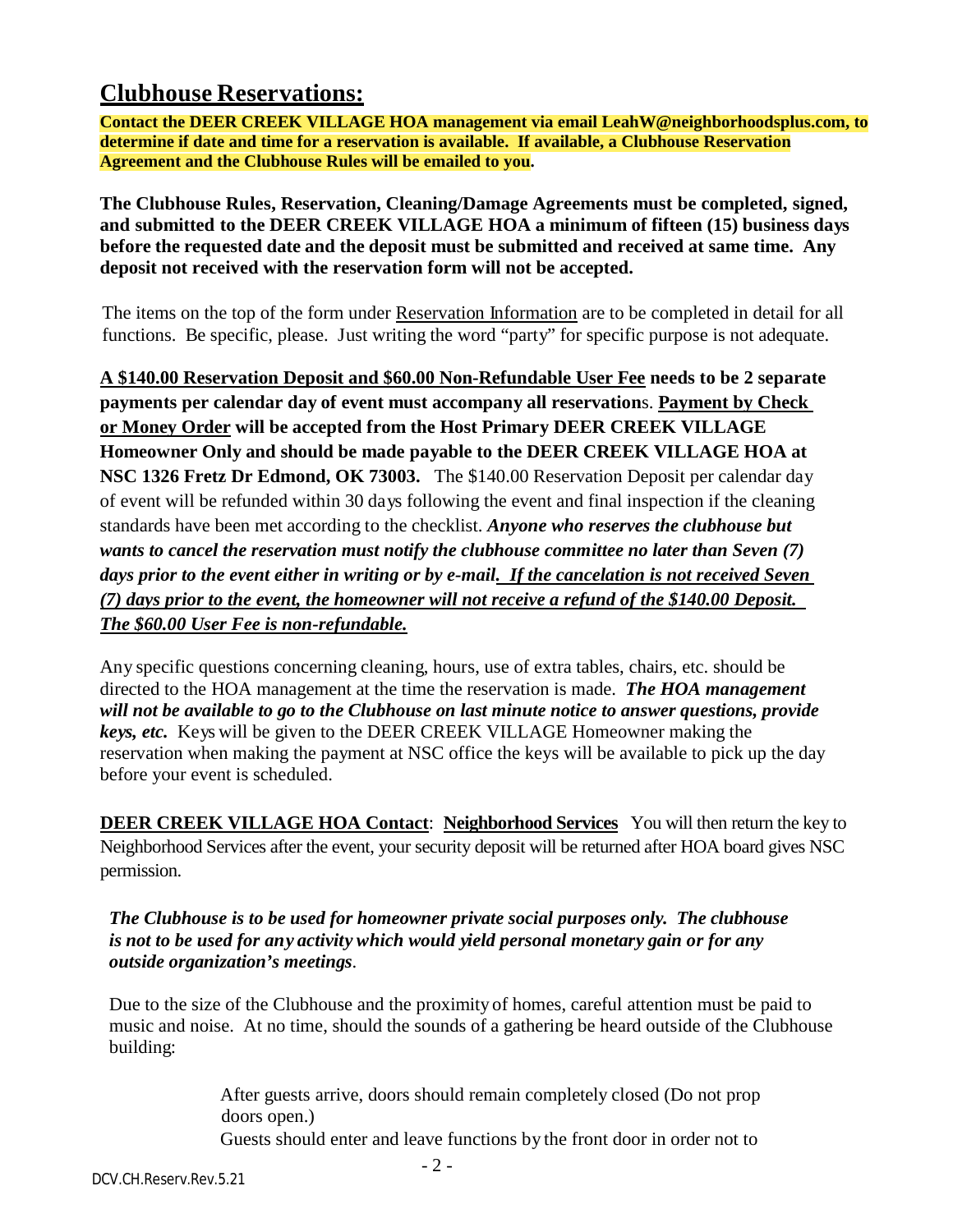## **Clubhouse Reservations:**

**Contact the DEER CREEK VILLAGE HOA management via email LeahW@neighborhoodsplus.com, to determine if date and time for a reservation is available. If available, a Clubhouse Reservation Agreement and the Clubhouse Rules will be emailed to you.**

**The Clubhouse Rules, Reservation, Cleaning/Damage Agreements must be completed, signed, and submitted to the DEER CREEK VILLAGE HOA a minimum of fifteen (15) business days before the requested date and the deposit must be submitted and received at same time. Any deposit not received with the reservation form will not be accepted.**

The items on the top of the form under Reservation Information are to be completed in detail for all functions. Be specific, please. Just writing the word "party" for specific purpose is not adequate.

**A $140.00 Reservation Deposit and $60.00 Non-Refundable User Fee needs to be 2 separate payments per calendar day of event must accompany all reservations. Payment by Check or Money Order will be accepted from the Host Primary DEER CREEK VILLAGE Homeowner Only and should be made payable to the DEER CREEK VILLAGE HOA at NSC 1326 Fretz Dr Edmond, OK 73003.** The $140.00 Reservation Deposit per calendar day of event will be refunded within 30 days following the event and final inspection if the cleaning standards have been met according to the checklist. ***Anyone who reserves the clubhouse but wants to cancel the reservation must notify the clubhouse committee no later than Seven (7) days prior to the event either in writing or by e-mail. If the cancelation is not received Seven (7) days prior to the event, the homeowner will not receive a refund of the $140.00 Deposit. The $60.00 User Fee is non-refundable.***

Any specific questions concerning cleaning, hours, use of extra tables, chairs, etc. should be directed to the HOA management at the time the reservation is made. ***The HOA management will not be available to go to the Clubhouse on last minute notice to answer questions, provide keys, etc.*** Keys will be given to the DEER CREEK VILLAGE Homeowner making the reservation when making the payment at NSC office the keys will be available to pick up the day before your event is scheduled.

**DEER CREEK VILLAGE HOA Contact**: **Neighborhood Services** You will then return the key to Neighborhood Services after the event, your security deposit will be returned after HOA board gives NSC permission.

***The Clubhouse is to be used for homeowner private social purposes only. The clubhouse is not to be used for any activity which would yield personal monetary gain or for any outside organization's meetings*.**

Due to the size of the Clubhouse and the proximity of homes, careful attention must be paid to music and noise. At no time, should the sounds of a gathering be heard outside of the Clubhouse building:

After guests arrive, doors should remain completely closed (Do not prop doors open.)

Guests should enter and leave functions by the front door in order not to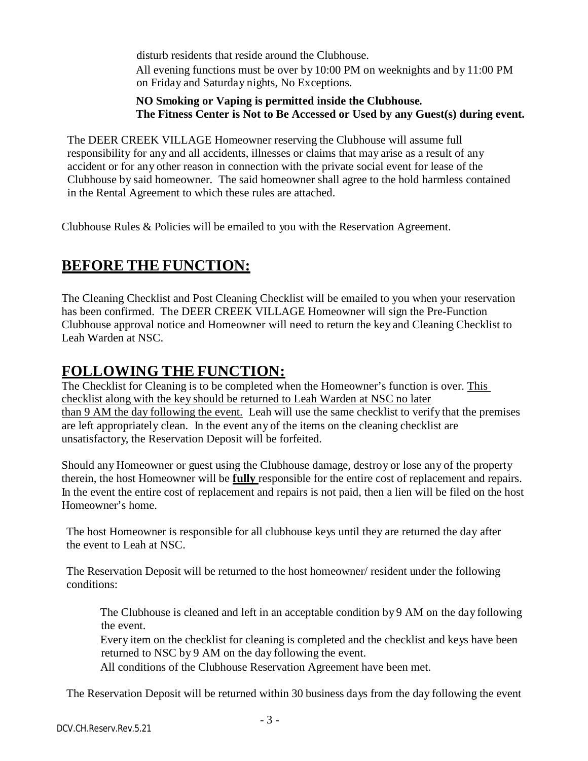disturb residents that reside around the Clubhouse.

All evening functions must be over by 10:00 PM on weeknights and by 11:00 PM on Friday and Saturday nights, No Exceptions.

**NO Smoking or Vaping is permitted inside the Clubhouse.**
**The Fitness Center is Not to Be Accessed or Used by any Guest(s) during event.**

The DEER CREEK VILLAGE Homeowner reserving the Clubhouse will assume full responsibility for any and all accidents, illnesses or claims that may arise as a result of any accident or for any other reason in connection with the private social event for lease of the Clubhouse by said homeowner. The said homeowner shall agree to the hold harmless contained in the Rental Agreement to which these rules are attached.

Clubhouse Rules & Policies will be emailed to you with the Reservation Agreement.

## BEFORE THE FUNCTION:

The Cleaning Checklist and Post Cleaning Checklist will be emailed to you when your reservation has been confirmed. The DEER CREEK VILLAGE Homeowner will sign the Pre-Function Clubhouse approval notice and Homeowner will need to return the key and Cleaning Checklist to Leah Warden at NSC.

## FOLLOWING THE FUNCTION:

The Checklist for Cleaning is to be completed when the Homeowner's function is over. This checklist along with the key should be returned to Leah Warden at NSC no later than 9 AM the day following the event. Leah will use the same checklist to verify that the premises are left appropriately clean. In the event any of the items on the cleaning checklist are unsatisfactory, the Reservation Deposit will be forfeited.

Should any Homeowner or guest using the Clubhouse damage, destroy or lose any of the property therein, the host Homeowner will be **fully** responsible for the entire cost of replacement and repairs. In the event the entire cost of replacement and repairs is not paid, then a lien will be filed on the host Homeowner's home.

The host Homeowner is responsible for all clubhouse keys until they are returned the day after the event to Leah at NSC.

The Reservation Deposit will be returned to the host homeowner/ resident under the following conditions:

The Clubhouse is cleaned and left in an acceptable condition by 9 AM on the day following the event.

Every item on the checklist for cleaning is completed and the checklist and keys have been returned to NSC by 9 AM on the day following the event.

All conditions of the Clubhouse Reservation Agreement have been met.

The Reservation Deposit will be returned within 30 business days from the day following the event

DCV.CH.Reserv.Rev.5.21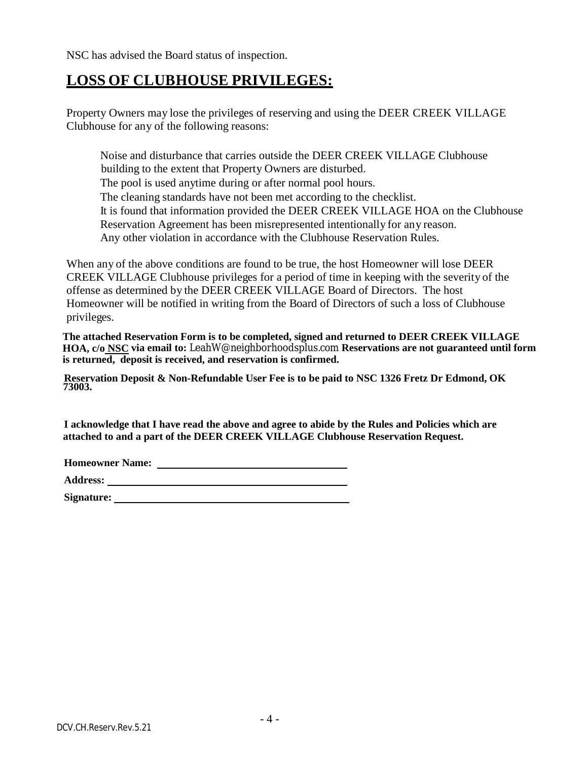NSC has advised the Board status of inspection.

## LOSS OF CLUBHOUSE PRIVILEGES:

Property Owners may lose the privileges of reserving and using the DEER CREEK VILLAGE Clubhouse for any of the following reasons:

Noise and disturbance that carries outside the DEER CREEK VILLAGE Clubhouse building to the extent that Property Owners are disturbed.
The pool is used anytime during or after normal pool hours.
The cleaning standards have not been met according to the checklist.
It is found that information provided the DEER CREEK VILLAGE HOA on the Clubhouse Reservation Agreement has been misrepresented intentionally for any reason.
Any other violation in accordance with the Clubhouse Reservation Rules.

When any of the above conditions are found to be true, the host Homeowner will lose DEER CREEK VILLAGE Clubhouse privileges for a period of time in keeping with the severity of the offense as determined by the DEER CREEK VILLAGE Board of Directors. The host Homeowner will be notified in writing from the Board of Directors of such a loss of Clubhouse privileges.

**The attached Reservation Form is to be completed, signed and returned to DEER CREEK VILLAGE HOA, c/o NSC via email to:** LeahW@neighborhoodsplus.com **Reservations are not guaranteed until form is returned, deposit is received, and reservation is confirmed.**

**Reservation Deposit & Non-Refundable User Fee is to be paid to NSC 1326 Fretz Dr Edmond, OK 73003.**

**I acknowledge that I have read the above and agree to abide by the Rules and Policies which are attached to and a part of the DEER CREEK VILLAGE Clubhouse Reservation Request.**

**Homeowner Name:** ____________________________

**Address:** ____________________________

**Signature:** ____________________________

DCV.CH.Reserv.Rev.5.21